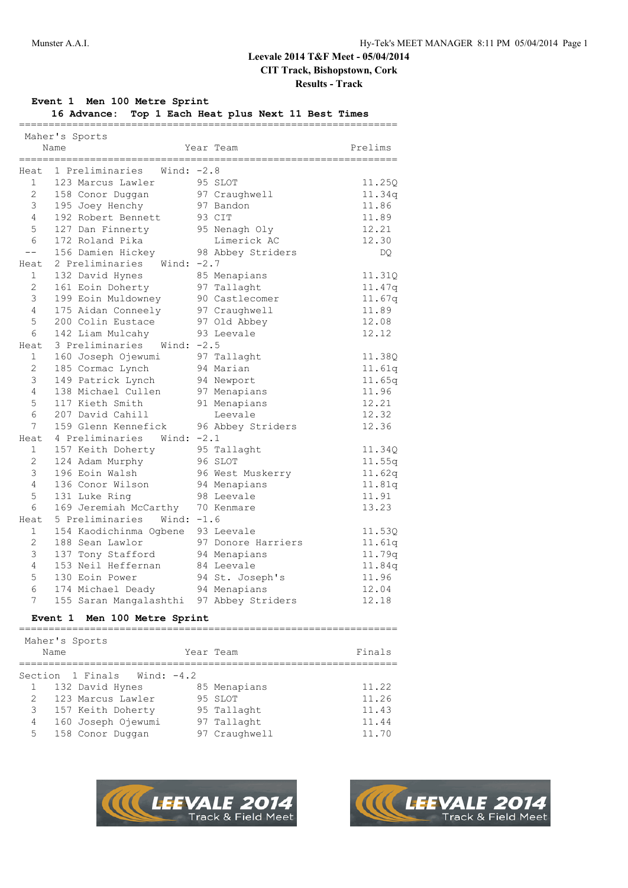Leevale 2014 T&F Meet - 05/04/2014

CIT Track, Bishopstown, Cork

Results - Track

**Event 1 Men 100 Metre Sprint**

**16 Advance: Top 1 Each Heat plus Next 11 Best Times**

Maher's Sports

| | Name | Year | Team | Prelims |
|---|---|---|---|---|
| **Heat 1 Preliminaries Wind: -2.8** | | | | |
| 1 | 123 Marcus Lawler | 95 | SLOT | 11.25Q |
| 2 | 158 Conor Duggan | 97 | Craughwell | 11.34q |
| 3 | 195 Joey Henchy | 97 | Bandon | 11.86 |
| 4 | 192 Robert Bennett | 93 | CIT | 11.89 |
| 5 | 127 Dan Finnerty | 95 | Nenagh Oly | 12.21 |
| 6 | 172 Roland Pika | | Limerick AC | 12.30 |
| -- | 156 Damien Hickey | 98 | Abbey Striders | DQ |
| **Heat 2 Preliminaries Wind: -2.7** | | | | |
| 1 | 132 David Hynes | 85 | Menapians | 11.31Q |
| 2 | 161 Eoin Doherty | 97 | Tallaght | 11.47q |
| 3 | 199 Eoin Muldowney | 90 | Castlecomer | 11.67q |
| 4 | 175 Aidan Conneely | 97 | Craughwell | 11.89 |
| 5 | 200 Colin Eustace | 97 | Old Abbey | 12.08 |
| 6 | 142 Liam Mulcahy | 93 | Leevale | 12.12 |
| **Heat 3 Preliminaries Wind: -2.5** | | | | |
| 1 | 160 Joseph Ojewumi | 97 | Tallaght | 11.38Q |
| 2 | 185 Cormac Lynch | 94 | Marian | 11.61q |
| 3 | 149 Patrick Lynch | 94 | Newport | 11.65q |
| 4 | 138 Michael Cullen | 97 | Menapians | 11.96 |
| 5 | 117 Kieth Smith | 91 | Menapians | 12.21 |
| 6 | 207 David Cahill | | Leevale | 12.32 |
| 7 | 159 Glenn Kennefick | 96 | Abbey Striders | 12.36 |
| **Heat 4 Preliminaries Wind: -2.1** | | | | |
| 1 | 157 Keith Doherty | 95 | Tallaght | 11.34Q |
| 2 | 124 Adam Murphy | 96 | SLOT | 11.55q |
| 3 | 196 Eoin Walsh | 96 | West Muskerry | 11.62q |
| 4 | 136 Conor Wilson | 94 | Menapians | 11.81q |
| 5 | 131 Luke Ring | 98 | Leevale | 11.91 |
| 6 | 169 Jeremiah McCarthy | 70 | Kenmare | 13.23 |
| **Heat 5 Preliminaries Wind: -1.6** | | | | |
| 1 | 154 Kaodichinma Ogbene | 93 | Leevale | 11.53Q |
| 2 | 188 Sean Lawlor | 97 | Donore Harriers | 11.61q |
| 3 | 137 Tony Stafford | 94 | Menapians | 11.79q |
| 4 | 153 Neil Heffernan | 84 | Leevale | 11.84q |
| 5 | 130 Eoin Power | 94 | St. Joseph's | 11.96 |
| 6 | 174 Michael Deady | 94 | Menapians | 12.04 |
| 7 | 155 Saran Mangalashthi | 97 | Abbey Striders | 12.18 |

**Event 1 Men 100 Metre Sprint**

Maher's Sports

| | Name | Year | Team | Finals |
|---|---|---|---|---|
| **Section 1 Finals Wind: -4.2** | | | | |
| 1 | 132 David Hynes | 85 | Menapians | 11.22 |
| 2 | 123 Marcus Lawler | 95 | SLOT | 11.26 |
| 3 | 157 Keith Doherty | 95 | Tallaght | 11.43 |
| 4 | 160 Joseph Ojewumi | 97 | Tallaght | 11.44 |
| 5 | 158 Conor Duggan | 97 | Craughwell | 11.70 |

LEEVALE 2014 Track & Field Meet

LEEVALE 2014 Track & Field Meet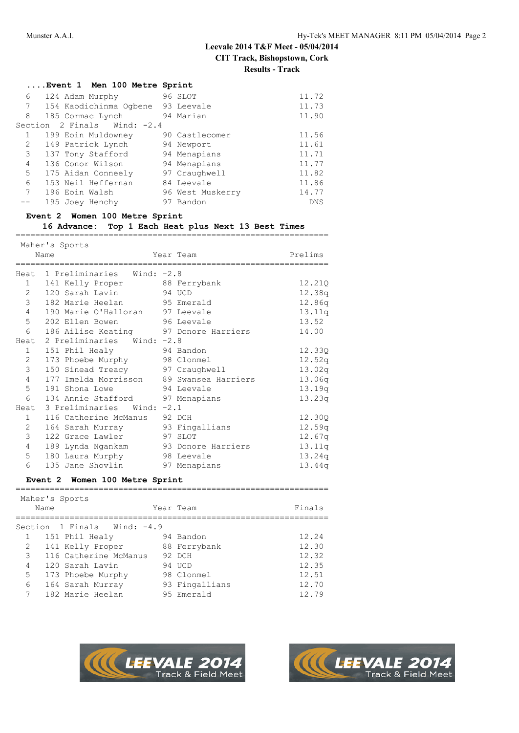**Leevale 2014 T&F Meet - 05/04/2014**
**CIT Track, Bishopstown, Cork**
**Results - Track**

### ....Event 1 Men 100 Metre Sprint

| Place | Comp# | Name | Year | Team | Finals |
|---|---|---|---|---|---|
| 6 | 124 | Adam Murphy | 96 | SLOT | 11.72 |
| 7 | 154 | Kaodichinma Ogbene | 93 | Leevale | 11.73 |
| 8 | 185 | Cormac Lynch | 94 | Marian | 11.90 |

Section 2 Finals Wind: -2.4

| Place | Comp# | Name | Year | Team | Finals |
|---|---|---|---|---|---|
| 1 | 199 | Eoin Muldowney | 90 | Castlecomer | 11.56 |
| 2 | 149 | Patrick Lynch | 94 | Newport | 11.61 |
| 3 | 137 | Tony Stafford | 94 | Menapians | 11.71 |
| 4 | 136 | Conor Wilson | 94 | Menapians | 11.77 |
| 5 | 175 | Aidan Conneely | 97 | Craughwell | 11.82 |
| 6 | 153 | Neil Heffernan | 84 | Leevale | 11.86 |
| 7 | 196 | Eoin Walsh | 96 | West Muskerry | 14.77 |
| -- | 195 | Joey Henchy | 97 | Bandon | DNS |

### Event 2 Women 100 Metre Sprint

16 Advance: Top 1 Each Heat plus Next 13 Best Times

Maher's Sports

Heat 1 Preliminaries Wind: -2.8

| Place | Comp# | Name | Year | Team | Prelims |
|---|---|---|---|---|---|
| 1 | 141 | Kelly Proper | 88 | Ferrybank | 12.21Q |
| 2 | 120 | Sarah Lavin | 94 | UCD | 12.38q |
| 3 | 182 | Marie Heelan | 95 | Emerald | 12.86q |
| 4 | 190 | Marie O'Halloran | 97 | Leevale | 13.11q |
| 5 | 202 | Ellen Bowen | 96 | Leevale | 13.52 |
| 6 | 186 | Ailise Keating | 97 | Donore Harriers | 14.00 |

Heat 2 Preliminaries Wind: -2.8

| Place | Comp# | Name | Year | Team | Prelims |
|---|---|---|---|---|---|
| 1 | 151 | Phil Healy | 94 | Bandon | 12.33Q |
| 2 | 173 | Phoebe Murphy | 98 | Clonmel | 12.52q |
| 3 | 150 | Sinead Treacy | 97 | Craughwell | 13.02q |
| 4 | 177 | Imelda Morrisson | 89 | Swansea Harriers | 13.06q |
| 5 | 191 | Shona Lowe | 94 | Leevale | 13.19q |
| 6 | 134 | Annie Stafford | 97 | Menapians | 13.23q |

Heat 3 Preliminaries Wind: -2.1

| Place | Comp# | Name | Year | Team | Prelims |
|---|---|---|---|---|---|
| 1 | 116 | Catherine McManus | 92 | DCH | 12.30Q |
| 2 | 164 | Sarah Murray | 93 | Fingallians | 12.59q |
| 3 | 122 | Grace Lawler | 97 | SLOT | 12.67q |
| 4 | 189 | Lynda Ngankam | 93 | Donore Harriers | 13.11q |
| 5 | 180 | Laura Murphy | 98 | Leevale | 13.24q |
| 6 | 135 | Jane Shovlin | 97 | Menapians | 13.44q |

### Event 2 Women 100 Metre Sprint

Maher's Sports

Section 1 Finals Wind: -4.9

| Place | Comp# | Name | Year | Team | Finals |
|---|---|---|---|---|---|
| 1 | 151 | Phil Healy | 94 | Bandon | 12.24 |
| 2 | 141 | Kelly Proper | 88 | Ferrybank | 12.30 |
| 3 | 116 | Catherine McManus | 92 | DCH | 12.32 |
| 4 | 120 | Sarah Lavin | 94 | UCD | 12.35 |
| 5 | 173 | Phoebe Murphy | 98 | Clonmel | 12.51 |
| 6 | 164 | Sarah Murray | 93 | Fingallians | 12.70 |
| 7 | 182 | Marie Heelan | 95 | Emerald | 12.79 |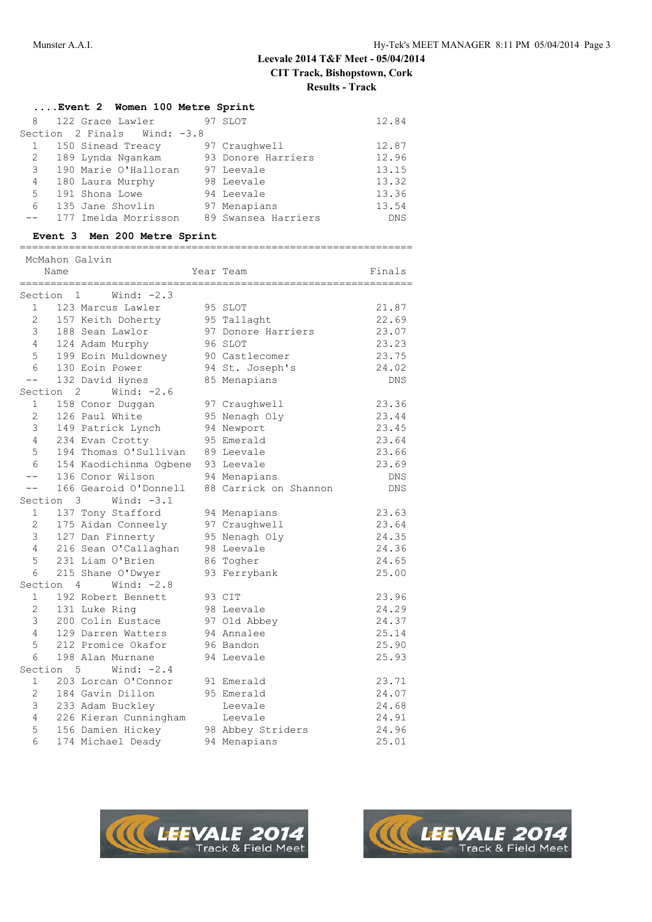# Leevale 2014 T&F Meet - 05/04/2014
## CIT Track, Bishopstown, Cork
## Results - Track

### ....Event 2 Women 100 Metre Sprint

| Place | No. | Name | Year | Team | Finals |
|---|---|---|---|---|---|
| 8 | 122 | Grace Lawler | 97 | SLOT | 12.84 |
| **Section 2 Finals Wind: -3.8** | | | | | |
| 1 | 150 | Sinead Treacy | 97 | Craughwell | 12.87 |
| 2 | 189 | Lynda Ngankam | 93 | Donore Harriers | 12.96 |
| 3 | 190 | Marie O'Halloran | 97 | Leevale | 13.15 |
| 4 | 180 | Laura Murphy | 98 | Leevale | 13.32 |
| 5 | 191 | Shona Lowe | 94 | Leevale | 13.36 |
| 6 | 135 | Jane Shovlin | 97 | Menapians | 13.54 |
| -- | 177 | Imelda Morrisson | 89 | Swansea Harriers | DNS |

### Event 3 Men 200 Metre Sprint

McMahon Galvin

| Place | No. | Name | Year | Team | Finals |
|---|---|---|---|---|---|
| **Section 1 Wind: -2.3** | | | | | |
| 1 | 123 | Marcus Lawler | 95 | SLOT | 21.87 |
| 2 | 157 | Keith Doherty | 95 | Tallaght | 22.69 |
| 3 | 188 | Sean Lawlor | 97 | Donore Harriers | 23.07 |
| 4 | 124 | Adam Murphy | 96 | SLOT | 23.23 |
| 5 | 199 | Eoin Muldowney | 90 | Castlecomer | 23.75 |
| 6 | 130 | Eoin Power | 94 | St. Joseph's | 24.02 |
| -- | 132 | David Hynes | 85 | Menapians | DNS |
| **Section 2 Wind: -2.6** | | | | | |
| 1 | 158 | Conor Duggan | 97 | Craughwell | 23.36 |
| 2 | 126 | Paul White | 95 | Nenagh Oly | 23.44 |
| 3 | 149 | Patrick Lynch | 94 | Newport | 23.45 |
| 4 | 234 | Evan Crotty | 95 | Emerald | 23.64 |
| 5 | 194 | Thomas O'Sullivan | 89 | Leevale | 23.66 |
| 6 | 154 | Kaodichinma Ogbene | 93 | Leevale | 23.69 |
| -- | 136 | Conor Wilson | 94 | Menapians | DNS |
| -- | 166 | Gearoid O'Donnell | 88 | Carrick on Shannon | DNS |
| **Section 3 Wind: -3.1** | | | | | |
| 1 | 137 | Tony Stafford | 94 | Menapians | 23.63 |
| 2 | 175 | Aidan Conneely | 97 | Craughwell | 23.64 |
| 3 | 127 | Dan Finnerty | 95 | Nenagh Oly | 24.35 |
| 4 | 216 | Sean O'Callaghan | 98 | Leevale | 24.36 |
| 5 | 231 | Liam O'Brien | 86 | Togher | 24.65 |
| 6 | 215 | Shane O'Dwyer | 93 | Ferrybank | 25.00 |
| **Section 4 Wind: -2.8** | | | | | |
| 1 | 192 | Robert Bennett | 93 | CIT | 23.96 |
| 2 | 131 | Luke Ring | 98 | Leevale | 24.29 |
| 3 | 200 | Colin Eustace | 97 | Old Abbey | 24.37 |
| 4 | 129 | Darren Watters | 94 | Annalee | 25.14 |
| 5 | 212 | Promice Okafor | 96 | Bandon | 25.90 |
| 6 | 198 | Alan Murnane | 94 | Leevale | 25.93 |
| **Section 5 Wind: -2.4** | | | | | |
| 1 | 203 | Lorcan O'Connor | 91 | Emerald | 23.71 |
| 2 | 184 | Gavin Dillon | 95 | Emerald | 24.07 |
| 3 | 233 | Adam Buckley | | Leevale | 24.68 |
| 4 | 226 | Kieran Cunningham | | Leevale | 24.91 |
| 5 | 156 | Damien Hickey | 98 | Abbey Striders | 24.96 |
| 6 | 174 | Michael Deady | 94 | Menapians | 25.01 |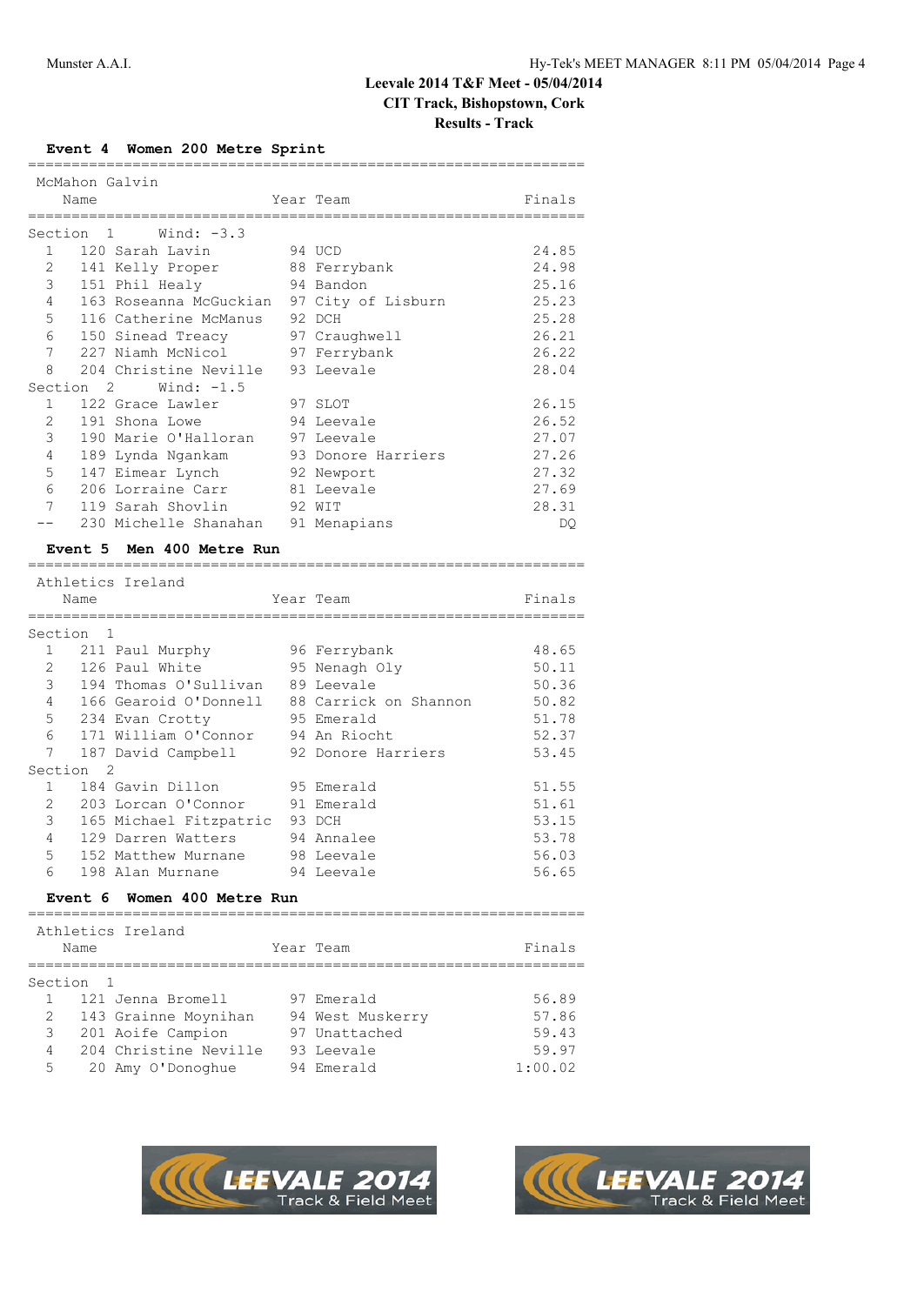Leevale 2014 T&F Meet - 05/04/2014
CIT Track, Bishopstown, Cork
Results - Track

### Event 4 Women 200 Metre Sprint

McMahon Galvin

| | Name | Year | Team | Finals |
|---|---|---|---|---|
| **Section 1 Wind: -3.3** | | | | |
| 1 | 120 Sarah Lavin | 94 | UCD | 24.85 |
| 2 | 141 Kelly Proper | 88 | Ferrybank | 24.98 |
| 3 | 151 Phil Healy | 94 | Bandon | 25.16 |
| 4 | 163 Roseanna McGuckian | 97 | City of Lisburn | 25.23 |
| 5 | 116 Catherine McManus | 92 | DCH | 25.28 |
| 6 | 150 Sinead Treacy | 97 | Craughwell | 26.21 |
| 7 | 227 Niamh McNicol | 97 | Ferrybank | 26.22 |
| 8 | 204 Christine Neville | 93 | Leevale | 28.04 |
| **Section 2 Wind: -1.5** | | | | |
| 1 | 122 Grace Lawler | 97 | SLOT | 26.15 |
| 2 | 191 Shona Lowe | 94 | Leevale | 26.52 |
| 3 | 190 Marie O'Halloran | 97 | Leevale | 27.07 |
| 4 | 189 Lynda Ngankam | 93 | Donore Harriers | 27.26 |
| 5 | 147 Eimear Lynch | 92 | Newport | 27.32 |
| 6 | 206 Lorraine Carr | 81 | Leevale | 27.69 |
| 7 | 119 Sarah Shovlin | 92 | WIT | 28.31 |
| -- | 230 Michelle Shanahan | 91 | Menapians | DQ |

### Event 5 Men 400 Metre Run

Athletics Ireland

| | Name | Year | Team | Finals |
|---|---|---|---|---|
| **Section 1** | | | | |
| 1 | 211 Paul Murphy | 96 | Ferrybank | 48.65 |
| 2 | 126 Paul White | 95 | Nenagh Oly | 50.11 |
| 3 | 194 Thomas O'Sullivan | 89 | Leevale | 50.36 |
| 4 | 166 Gearoid O'Donnell | 88 | Carrick on Shannon | 50.82 |
| 5 | 234 Evan Crotty | 95 | Emerald | 51.78 |
| 6 | 171 William O'Connor | 94 | An Riocht | 52.37 |
| 7 | 187 David Campbell | 92 | Donore Harriers | 53.45 |
| **Section 2** | | | | |
| 1 | 184 Gavin Dillon | 95 | Emerald | 51.55 |
| 2 | 203 Lorcan O'Connor | 91 | Emerald | 51.61 |
| 3 | 165 Michael Fitzpatric | 93 | DCH | 53.15 |
| 4 | 129 Darren Watters | 94 | Annalee | 53.78 |
| 5 | 152 Matthew Murnane | 98 | Leevale | 56.03 |
| 6 | 198 Alan Murnane | 94 | Leevale | 56.65 |

### Event 6 Women 400 Metre Run

Athletics Ireland

| | Name | Year | Team | Finals |
|---|---|---|---|---|
| **Section 1** | | | | |
| 1 | 121 Jenna Bromell | 97 | Emerald | 56.89 |
| 2 | 143 Grainne Moynihan | 94 | West Muskerry | 57.86 |
| 3 | 201 Aoife Campion | 97 | Unattached | 59.43 |
| 4 | 204 Christine Neville | 93 | Leevale | 59.97 |
| 5 | 20 Amy O'Donoghue | 94 | Emerald | 1:00.02 |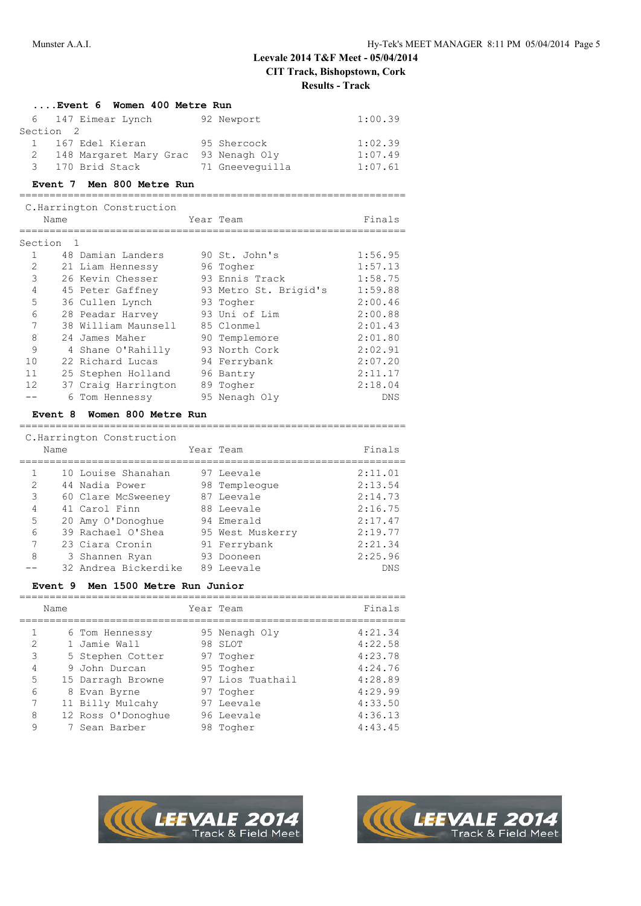Munster A.A.I.

Hy-Tek's MEET MANAGER 8:11 PM 05/04/2014

**Leevale 2014 T&F Meet - 05/04/2014**
**CIT Track, Bishopstown, Cork**
**Results - Track**

### ....Event 6 Women 400 Metre Run

| Place | No. | Name | Year | Team | Finals |
|---|---|---|---|---|---|
| 6 | 147 | Eimear Lynch | 92 | Newport | 1:00.39 |
| **Section 2** | | | | | |
| 1 | 167 | Edel Kieran | 95 | Shercock | 1:02.39 |
| 2 | 148 | Margaret Mary Grac | 93 | Nenagh Oly | 1:07.49 |
| 3 | 170 | Brid Stack | 71 | Gneeveguilla | 1:07.61 |

### Event 7 Men 800 Metre Run

C.Harrington Construction

| Place | No. | Name | Year | Team | Finals |
|---|---|---|---|---|---|
| **Section 1** | | | | | |
| 1 | 48 | Damian Landers | 90 | St. John's | 1:56.95 |
| 2 | 21 | Liam Hennessy | 96 | Togher | 1:57.13 |
| 3 | 26 | Kevin Chesser | 93 | Ennis Track | 1:58.75 |
| 4 | 45 | Peter Gaffney | 93 | Metro St. Brigid's | 1:59.88 |
| 5 | 36 | Cullen Lynch | 93 | Togher | 2:00.46 |
| 6 | 28 | Peadar Harvey | 93 | Uni of Lim | 2:00.88 |
| 7 | 38 | William Maunsell | 85 | Clonmel | 2:01.43 |
| 8 | 24 | James Maher | 90 | Templemore | 2:01.80 |
| 9 | 4 | Shane O'Rahilly | 93 | North Cork | 2:02.91 |
| 10 | 22 | Richard Lucas | 94 | Ferrybank | 2:07.20 |
| 11 | 25 | Stephen Holland | 96 | Bantry | 2:11.17 |
| 12 | 37 | Craig Harrington | 89 | Togher | 2:18.04 |
| -- | 6 | Tom Hennessy | 95 | Nenagh Oly | DNS |

### Event 8 Women 800 Metre Run

C.Harrington Construction

| Place | No. | Name | Year | Team | Finals |
|---|---|---|---|---|---|
| 1 | 10 | Louise Shanahan | 97 | Leevale | 2:11.01 |
| 2 | 44 | Nadia Power | 98 | Templeogue | 2:13.54 |
| 3 | 60 | Clare McSweeney | 87 | Leevale | 2:14.73 |
| 4 | 41 | Carol Finn | 88 | Leevale | 2:16.75 |
| 5 | 20 | Amy O'Donoghue | 94 | Emerald | 2:17.47 |
| 6 | 39 | Rachael O'Shea | 95 | West Muskerry | 2:19.77 |
| 7 | 23 | Ciara Cronin | 91 | Ferrybank | 2:21.34 |
| 8 | 3 | Shannen Ryan | 93 | Dooneen | 2:25.96 |
| -- | 32 | Andrea Bickerdike | 89 | Leevale | DNS |

### Event 9 Men 1500 Metre Run Junior

| Place | No. | Name | Year | Team | Finals |
|---|---|---|---|---|---|
| 1 | 6 | Tom Hennessy | 95 | Nenagh Oly | 4:21.34 |
| 2 | 1 | Jamie Wall | 98 | SLOT | 4:22.58 |
| 3 | 5 | Stephen Cotter | 97 | Togher | 4:23.78 |
| 4 | 9 | John Durcan | 95 | Togher | 4:24.76 |
| 5 | 15 | Darragh Browne | 97 | Lios Tuathail | 4:28.89 |
| 6 | 8 | Evan Byrne | 97 | Togher | 4:29.99 |
| 7 | 11 | Billy Mulcahy | 97 | Leevale | 4:33.50 |
| 8 | 12 | Ross O'Donoghue | 96 | Leevale | 4:36.13 |
| 9 | 7 | Sean Barber | 98 | Togher | 4:43.45 |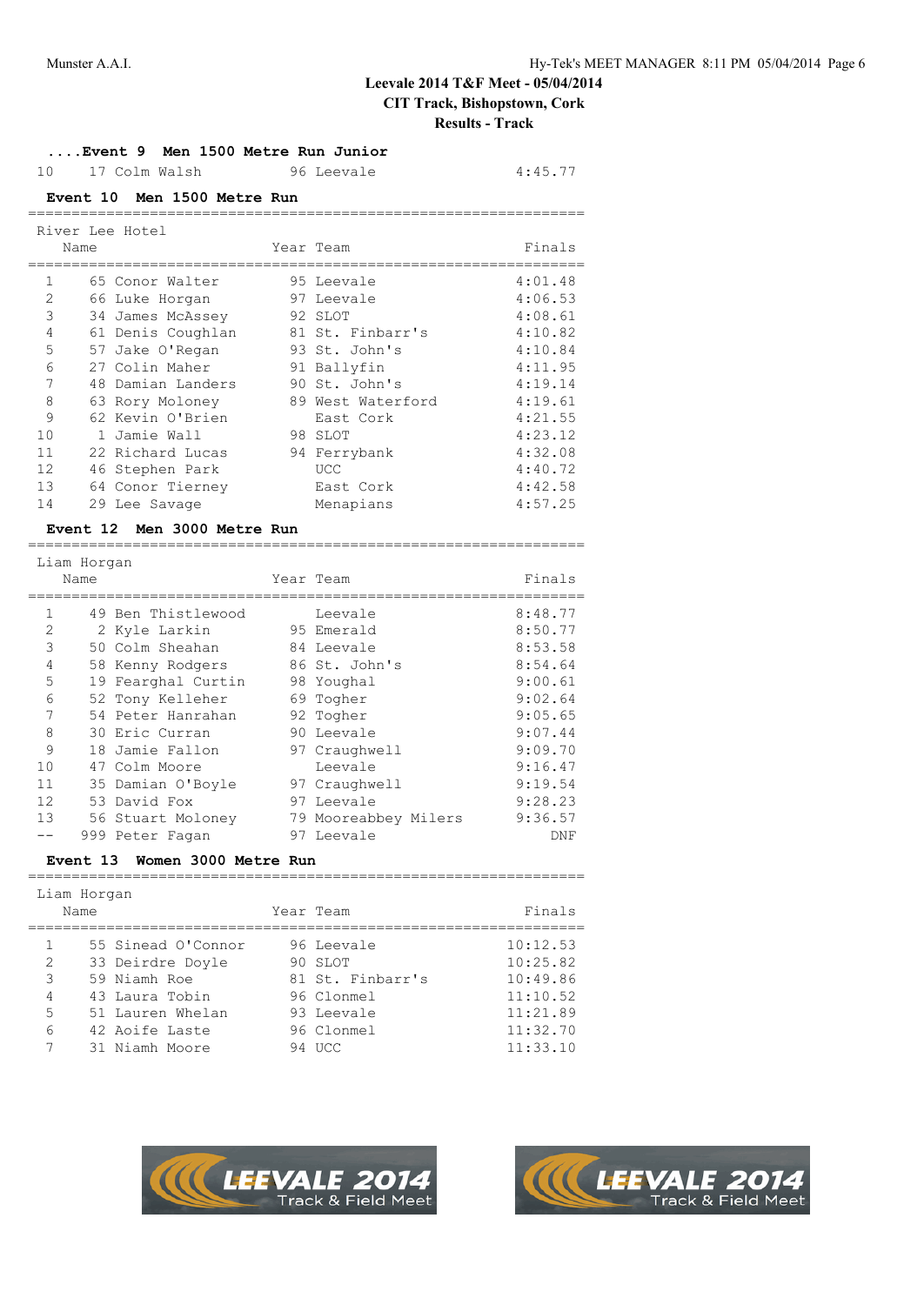**....Event 9 Men 1500 Metre Run Junior**

| | | | | |
|---|---|---|---|---|
| 10 | 17 Colm Walsh | 96 | Leevale | 4:45.77 |

**Event 10 Men 1500 Metre Run**

River Lee Hotel

| | Name | Year | Team | Finals |
|---|---|---|---|---|
| 1 | 65 Conor Walter | 95 | Leevale | 4:01.48 |
| 2 | 66 Luke Horgan | 97 | Leevale | 4:06.53 |
| 3 | 34 James McAssey | 92 | SLOT | 4:08.61 |
| 4 | 61 Denis Coughlan | 81 | St. Finbarr's | 4:10.82 |
| 5 | 57 Jake O'Regan | 93 | St. John's | 4:10.84 |
| 6 | 27 Colin Maher | 91 | Ballyfin | 4:11.95 |
| 7 | 48 Damian Landers | 90 | St. John's | 4:19.14 |
| 8 | 63 Rory Moloney | 89 | West Waterford | 4:19.61 |
| 9 | 62 Kevin O'Brien | | East Cork | 4:21.55 |
| 10 | 1 Jamie Wall | 98 | SLOT | 4:23.12 |
| 11 | 22 Richard Lucas | 94 | Ferrybank | 4:32.08 |
| 12 | 46 Stephen Park | | UCC | 4:40.72 |
| 13 | 64 Conor Tierney | | East Cork | 4:42.58 |
| 14 | 29 Lee Savage | | Menapians | 4:57.25 |

**Event 12 Men 3000 Metre Run**

Liam Horgan

| | Name | Year | Team | Finals |
|---|---|---|---|---|
| 1 | 49 Ben Thistlewood | | Leevale | 8:48.77 |
| 2 | 2 Kyle Larkin | 95 | Emerald | 8:50.77 |
| 3 | 50 Colm Sheahan | 84 | Leevale | 8:53.58 |
| 4 | 58 Kenny Rodgers | 86 | St. John's | 8:54.64 |
| 5 | 19 Fearghal Curtin | 98 | Youghal | 9:00.61 |
| 6 | 52 Tony Kelleher | 69 | Togher | 9:02.64 |
| 7 | 54 Peter Hanrahan | 92 | Togher | 9:05.65 |
| 8 | 30 Eric Curran | 90 | Leevale | 9:07.44 |
| 9 | 18 Jamie Fallon | 97 | Craughwell | 9:09.70 |
| 10 | 47 Colm Moore | | Leevale | 9:16.47 |
| 11 | 35 Damian O'Boyle | 97 | Craughwell | 9:19.54 |
| 12 | 53 David Fox | 97 | Leevale | 9:28.23 |
| 13 | 56 Stuart Moloney | 79 | Mooreabbey Milers | 9:36.57 |
| -- | 999 Peter Fagan | 97 | Leevale | DNF |

**Event 13 Women 3000 Metre Run**

Liam Horgan

| | Name | Year | Team | Finals |
|---|---|---|---|---|
| 1 | 55 Sinead O'Connor | 96 | Leevale | 10:12.53 |
| 2 | 33 Deirdre Doyle | 90 | SLOT | 10:25.82 |
| 3 | 59 Niamh Roe | 81 | St. Finbarr's | 10:49.86 |
| 4 | 43 Laura Tobin | 96 | Clonmel | 11:10.52 |
| 5 | 51 Lauren Whelan | 93 | Leevale | 11:21.89 |
| 6 | 42 Aoife Laste | 96 | Clonmel | 11:32.70 |
| 7 | 31 Niamh Moore | 94 | UCC | 11:33.10 |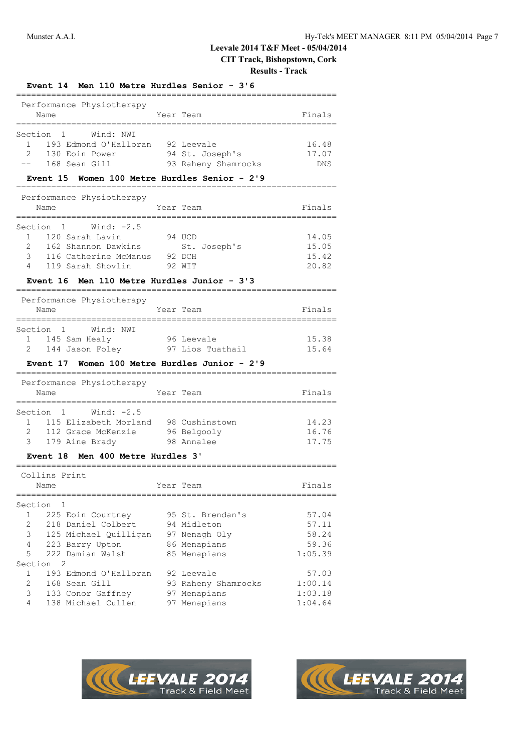# Leevale 2014 T&F Meet - 05/04/2014

## CIT Track, Bishopstown, Cork

## Results - Track

### Event 14 Men 110 Metre Hurdles Senior - 3'6

Performance Physiotherapy

Section 1 Wind: NWI

| Place | Name | Year | Team | Finals |
|---|---|---|---|---|
| 1 | 193 Edmond O'Halloran | 92 | Leevale | 16.48 |
| 2 | 130 Eoin Power | 94 | St. Joseph's | 17.07 |
| -- | 168 Sean Gill | 93 | Raheny Shamrocks | DNS |

### Event 15 Women 100 Metre Hurdles Senior - 2'9

Performance Physiotherapy

Section 1 Wind: -2.5

| Place | Name | Year | Team | Finals |
|---|---|---|---|---|
| 1 | 120 Sarah Lavin | 94 | UCD | 14.05 |
| 2 | 162 Shannon Dawkins | | St. Joseph's | 15.05 |
| 3 | 116 Catherine McManus | 92 | DCH | 15.42 |
| 4 | 119 Sarah Shovlin | 92 | WIT | 20.82 |

### Event 16 Men 110 Metre Hurdles Junior - 3'3

Performance Physiotherapy

Section 1 Wind: NWI

| Place | Name | Year | Team | Finals |
|---|---|---|---|---|
| 1 | 145 Sam Healy | 96 | Leevale | 15.38 |
| 2 | 144 Jason Foley | 97 | Lios Tuathail | 15.64 |

### Event 17 Women 100 Metre Hurdles Junior - 2'9

Performance Physiotherapy

Section 1 Wind: -2.5

| Place | Name | Year | Team | Finals |
|---|---|---|---|---|
| 1 | 115 Elizabeth Morland | 98 | Cushinstown | 14.23 |
| 2 | 112 Grace McKenzie | 96 | Belgooly | 16.76 |
| 3 | 179 Aine Brady | 98 | Annalee | 17.75 |

### Event 18 Men 400 Metre Hurdles 3'

Collins Print

| Place | Name | Year | Team | Finals |
|---|---|---|---|---|
| **Section 1** | | | | |
| 1 | 225 Eoin Courtney | 95 | St. Brendan's | 57.04 |
| 2 | 218 Daniel Colbert | 94 | Midleton | 57.11 |
| 3 | 125 Michael Quilligan | 97 | Nenagh Oly | 58.24 |
| 4 | 223 Barry Upton | 86 | Menapians | 59.36 |
| 5 | 222 Damian Walsh | 85 | Menapians | 1:05.39 |
| **Section 2** | | | | |
| 1 | 193 Edmond O'Halloran | 92 | Leevale | 57.03 |
| 2 | 168 Sean Gill | 93 | Raheny Shamrocks | 1:00.14 |
| 3 | 133 Conor Gaffney | 97 | Menapians | 1:03.18 |
| 4 | 138 Michael Cullen | 97 | Menapians | 1:04.64 |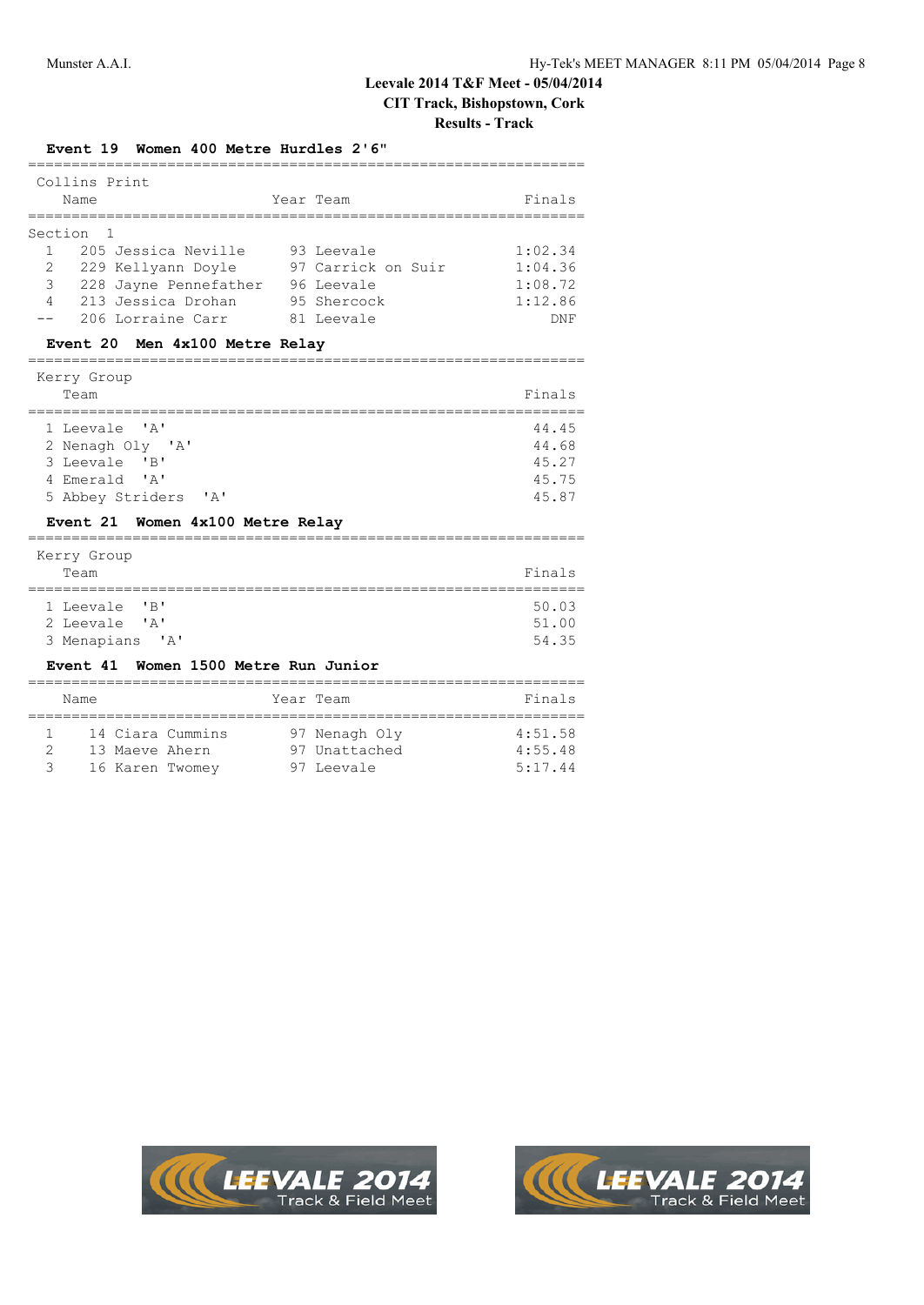Munster A.A.I. Hy-Tek's MEET MANAGER 8:11 PM 05/04/2014 Page 8

# Leevale 2014 T&F Meet - 05/04/2014
## CIT Track, Bishopstown, Cork
## Results - Track

### Event 19 Women 400 Metre Hurdles 2'6"

Collins Print

| | Name | Year | Team | Finals |
|---|---|---|---|---|
| Section 1 | | | | |
| 1 | 205 Jessica Neville | 93 | Leevale | 1:02.34 |
| 2 | 229 Kellyann Doyle | 97 | Carrick on Suir | 1:04.36 |
| 3 | 228 Jayne Pennefather | 96 | Leevale | 1:08.72 |
| 4 | 213 Jessica Drohan | 95 | Shercock | 1:12.86 |
| -- | 206 Lorraine Carr | 81 | Leevale | DNF |

### Event 20 Men 4x100 Metre Relay

Kerry Group

| | Team | Finals |
|---|---|---|
| 1 | Leevale 'A' | 44.45 |
| 2 | Nenagh Oly 'A' | 44.68 |
| 3 | Leevale 'B' | 45.27 |
| 4 | Emerald 'A' | 45.75 |
| 5 | Abbey Striders 'A' | 45.87 |

### Event 21 Women 4x100 Metre Relay

Kerry Group

| | Team | Finals |
|---|---|---|
| 1 | Leevale 'B' | 50.03 |
| 2 | Leevale 'A' | 51.00 |
| 3 | Menapians 'A' | 54.35 |

### Event 41 Women 1500 Metre Run Junior

| | Name | Year | Team | Finals |
|---|---|---|---|---|
| 1 | 14 Ciara Cummins | 97 | Nenagh Oly | 4:51.58 |
| 2 | 13 Maeve Ahern | 97 | Unattached | 4:55.48 |
| 3 | 16 Karen Twomey | 97 | Leevale | 5:17.44 |

LEEVALE 2014 Track & Field Meet

LEEVALE 2014 Track & Field Meet